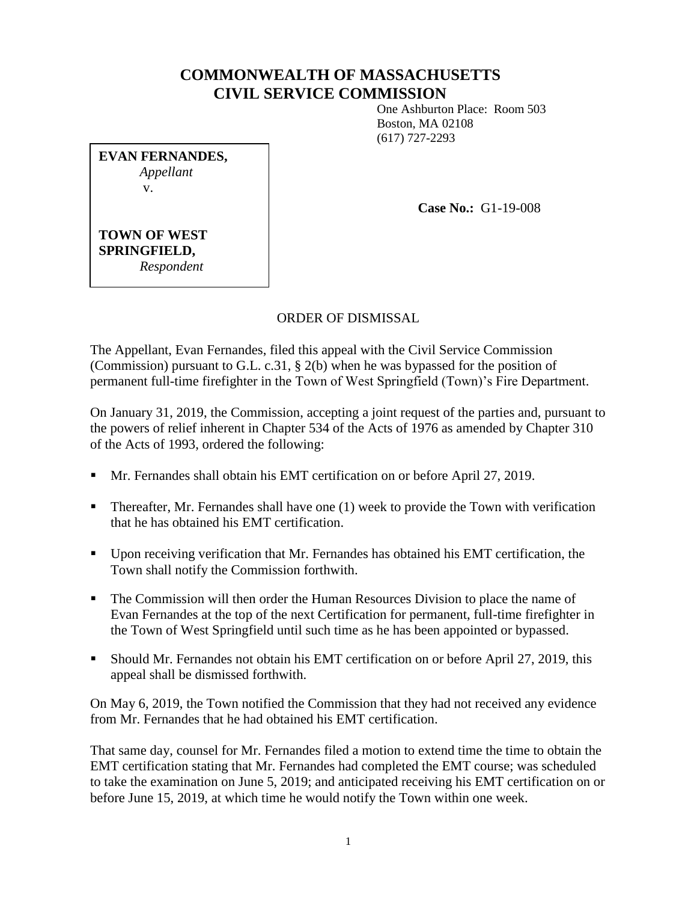# COMMONWEALTH OF MASSACHUSETTS
# CIVIL SERVICE COMMISSION

One Ashburton Place: Room 503
Boston, MA 02108
(617) 727-2293

**EVAN FERNANDES,**
*Appellant*
v.

**TOWN OF WEST SPRINGFIELD,**
*Respondent*

**Case No.:** G1-19-008

ORDER OF DISMISSAL

The Appellant, Evan Fernandes, filed this appeal with the Civil Service Commission (Commission) pursuant to G.L. c.31, § 2(b) when he was bypassed for the position of permanent full-time firefighter in the Town of West Springfield (Town)'s Fire Department.

On January 31, 2019, the Commission, accepting a joint request of the parties and, pursuant to the powers of relief inherent in Chapter 534 of the Acts of 1976 as amended by Chapter 310 of the Acts of 1993, ordered the following:

- Mr. Fernandes shall obtain his EMT certification on or before April 27, 2019.
- Thereafter, Mr. Fernandes shall have one (1) week to provide the Town with verification that he has obtained his EMT certification.
- Upon receiving verification that Mr. Fernandes has obtained his EMT certification, the Town shall notify the Commission forthwith.
- The Commission will then order the Human Resources Division to place the name of Evan Fernandes at the top of the next Certification for permanent, full-time firefighter in the Town of West Springfield until such time as he has been appointed or bypassed.
- Should Mr. Fernandes not obtain his EMT certification on or before April 27, 2019, this appeal shall be dismissed forthwith.

On May 6, 2019, the Town notified the Commission that they had not received any evidence from Mr. Fernandes that he had obtained his EMT certification.

That same day, counsel for Mr. Fernandes filed a motion to extend time the time to obtain the EMT certification stating that Mr. Fernandes had completed the EMT course; was scheduled to take the examination on June 5, 2019; and anticipated receiving his EMT certification on or before June 15, 2019, at which time he would notify the Town within one week.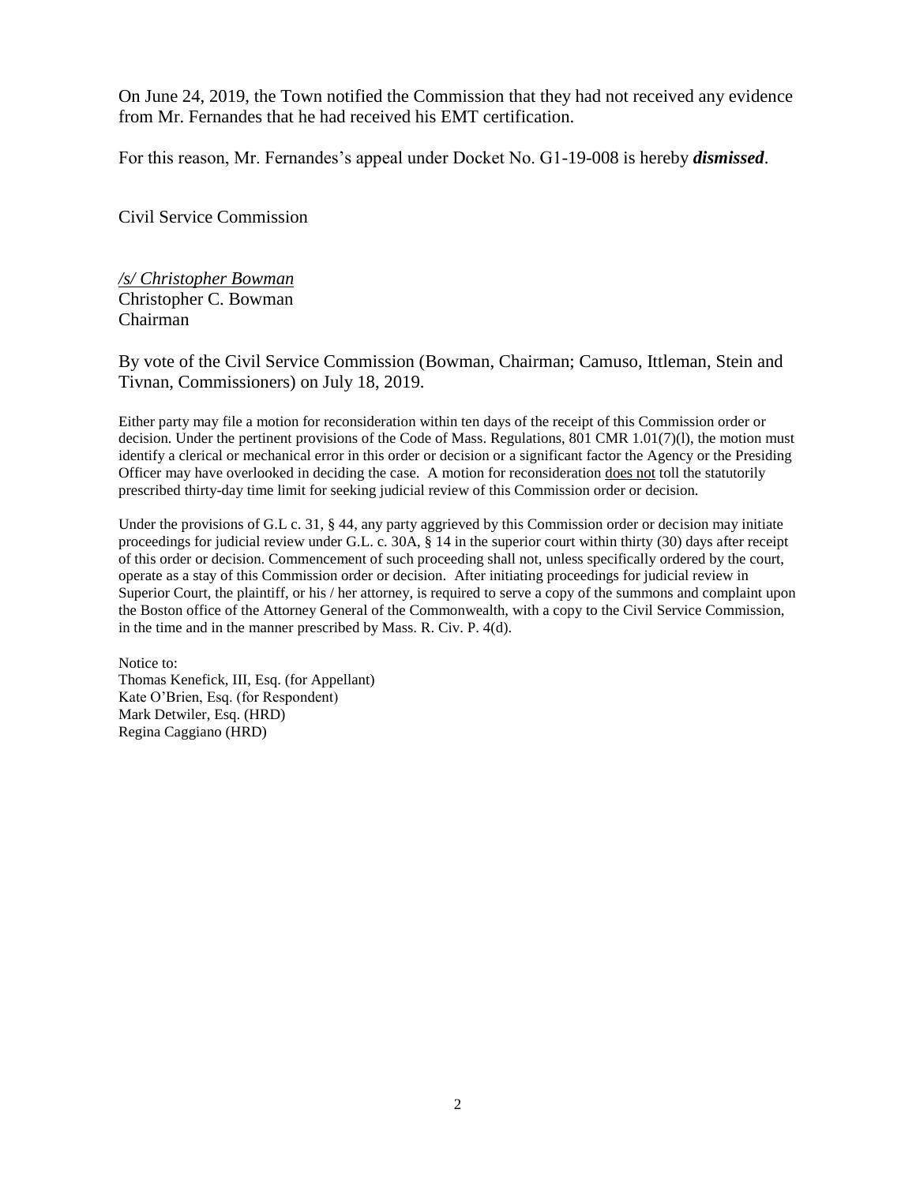On June 24, 2019, the Town notified the Commission that they had not received any evidence from Mr. Fernandes that he had received his EMT certification.

For this reason, Mr. Fernandes's appeal under Docket No. G1-19-008 is hereby ***dismissed***.

Civil Service Commission

*/s/ Christopher Bowman*
Christopher C. Bowman
Chairman

By vote of the Civil Service Commission (Bowman, Chairman; Camuso, Ittleman, Stein and Tivnan, Commissioners) on July 18, 2019.

Either party may file a motion for reconsideration within ten days of the receipt of this Commission order or decision. Under the pertinent provisions of the Code of Mass. Regulations, 801 CMR 1.01(7)(l), the motion must identify a clerical or mechanical error in this order or decision or a significant factor the Agency or the Presiding Officer may have overlooked in deciding the case. A motion for reconsideration does not toll the statutorily prescribed thirty-day time limit for seeking judicial review of this Commission order or decision.

Under the provisions of G.L c. 31, § 44, any party aggrieved by this Commission order or decision may initiate proceedings for judicial review under G.L. c. 30A, § 14 in the superior court within thirty (30) days after receipt of this order or decision. Commencement of such proceeding shall not, unless specifically ordered by the court, operate as a stay of this Commission order or decision. After initiating proceedings for judicial review in Superior Court, the plaintiff, or his / her attorney, is required to serve a copy of the summons and complaint upon the Boston office of the Attorney General of the Commonwealth, with a copy to the Civil Service Commission, in the time and in the manner prescribed by Mass. R. Civ. P. 4(d).

Notice to:
Thomas Kenefick, III, Esq. (for Appellant)
Kate O'Brien, Esq. (for Respondent)
Mark Detwiler, Esq. (HRD)
Regina Caggiano (HRD)